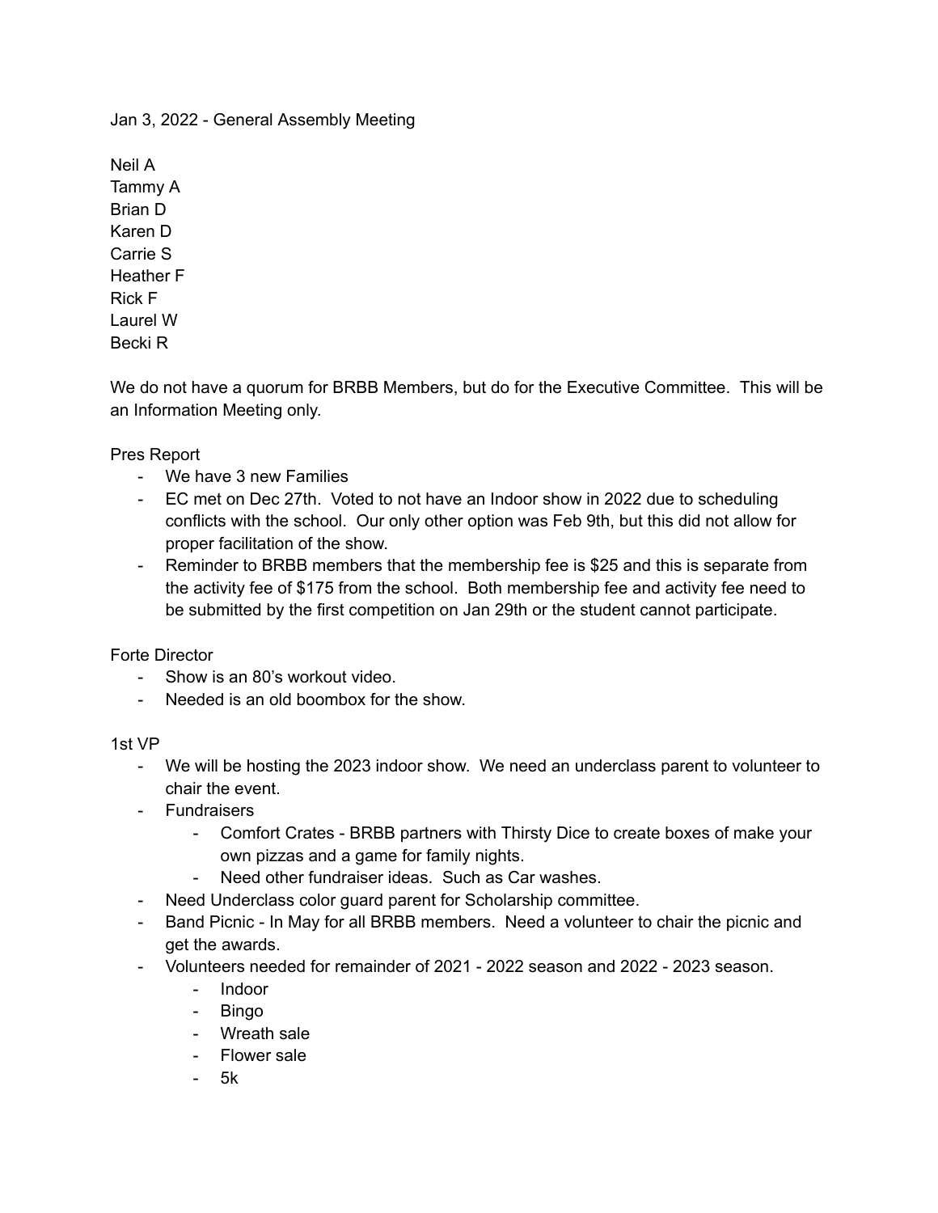Jan 3, 2022 - General Assembly Meeting

Neil A
Tammy A
Brian D
Karen D
Carrie S
Heather F
Rick F
Laurel W
Becki R

We do not have a quorum for BRBB Members, but do for the Executive Committee. This will be an Information Meeting only.

Pres Report

- We have 3 new Families
- EC met on Dec 27th. Voted to not have an Indoor show in 2022 due to scheduling conflicts with the school. Our only other option was Feb 9th, but this did not allow for proper facilitation of the show.
- Reminder to BRBB members that the membership fee is $25 and this is separate from the activity fee of $175 from the school. Both membership fee and activity fee need to be submitted by the first competition on Jan 29th or the student cannot participate.

Forte Director

- Show is an 80's workout video.
- Needed is an old boombox for the show.

1st VP

- We will be hosting the 2023 indoor show. We need an underclass parent to volunteer to chair the event.
- Fundraisers
    - Comfort Crates - BRBB partners with Thirsty Dice to create boxes of make your own pizzas and a game for family nights.
    - Need other fundraiser ideas. Such as Car washes.
- Need Underclass color guard parent for Scholarship committee.
- Band Picnic - In May for all BRBB members. Need a volunteer to chair the picnic and get the awards.
- Volunteers needed for remainder of 2021 - 2022 season and 2022 - 2023 season.
    - Indoor
    - Bingo
    - Wreath sale
    - Flower sale
    - 5k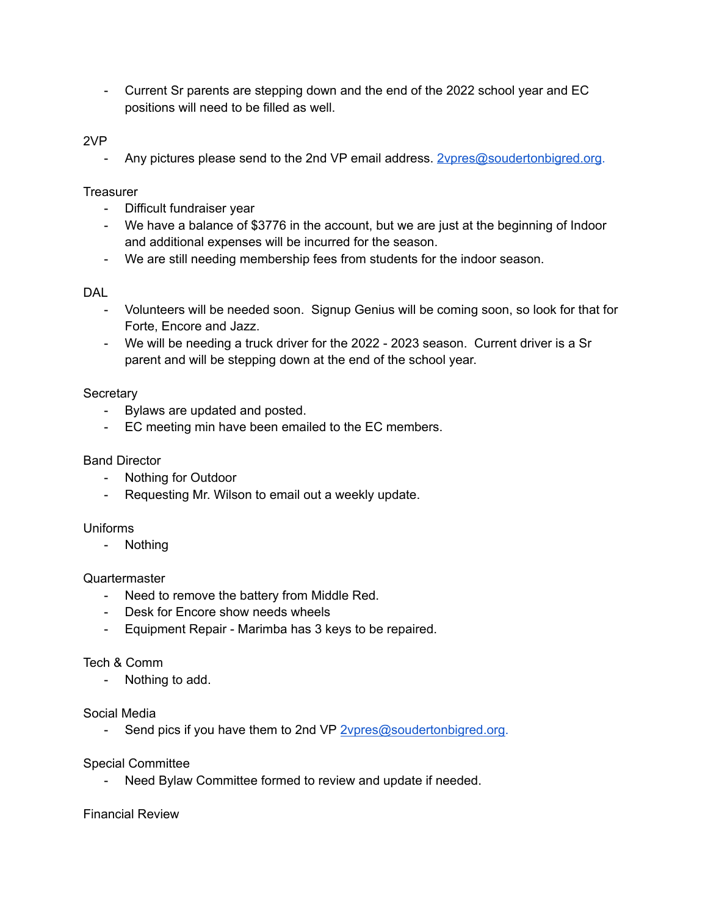- Current Sr parents are stepping down and the end of the 2022 school year and EC positions will need to be filled as well.

2VP

- Any pictures please send to the 2nd VP email address. 2vpres@soudertonbigred.org.

Treasurer

- Difficult fundraiser year
- We have a balance of $3776 in the account, but we are just at the beginning of Indoor and additional expenses will be incurred for the season.
- We are still needing membership fees from students for the indoor season.

DAL

- Volunteers will be needed soon. Signup Genius will be coming soon, so look for that for Forte, Encore and Jazz.
- We will be needing a truck driver for the 2022 - 2023 season. Current driver is a Sr parent and will be stepping down at the end of the school year.

Secretary

- Bylaws are updated and posted.
- EC meeting min have been emailed to the EC members.

Band Director

- Nothing for Outdoor
- Requesting Mr. Wilson to email out a weekly update.

Uniforms

- Nothing

Quartermaster

- Need to remove the battery from Middle Red.
- Desk for Encore show needs wheels
- Equipment Repair - Marimba has 3 keys to be repaired.

Tech & Comm

- Nothing to add.

Social Media

- Send pics if you have them to 2nd VP 2vpres@soudertonbigred.org.

Special Committee

- Need Bylaw Committee formed to review and update if needed.

Financial Review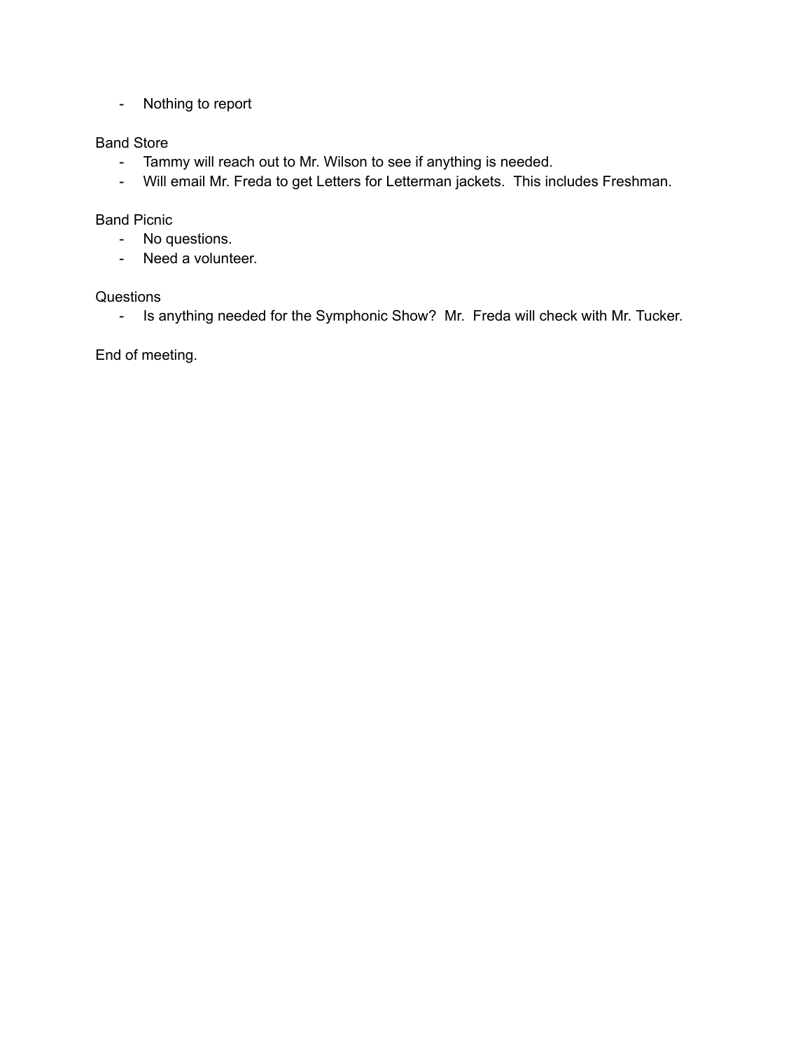- Nothing to report

Band Store

- Tammy will reach out to Mr. Wilson to see if anything is needed.
- Will email Mr. Freda to get Letters for Letterman jackets.  This includes Freshman.

Band Picnic

- No questions.
- Need a volunteer.

Questions

- Is anything needed for the Symphonic Show?  Mr.  Freda will check with Mr. Tucker.

End of meeting.